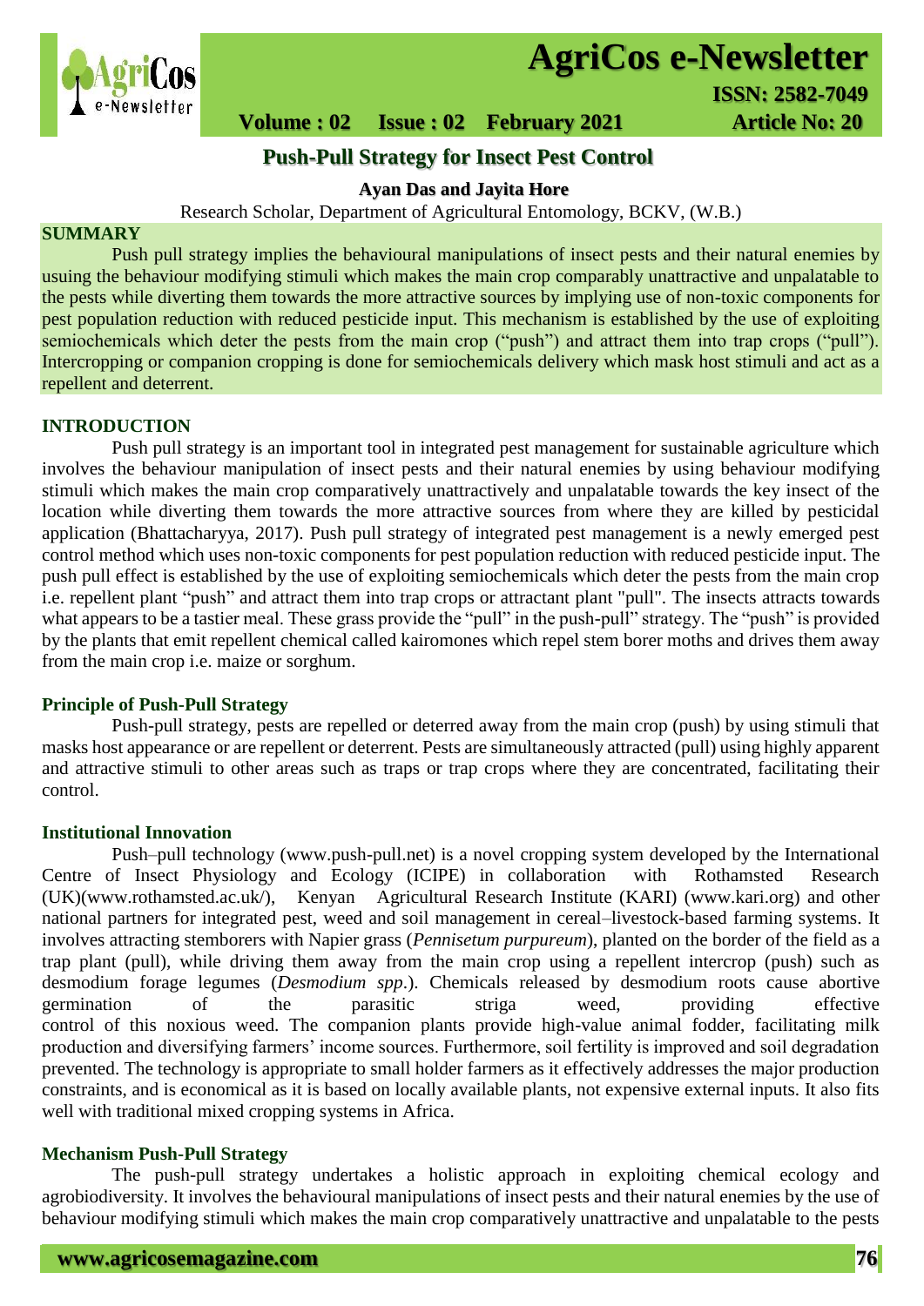# Push-Pull Strategy for Insect Pest Control

**Ayan Das and Jayita Hore**

Research Scholar, Department of Agricultural Entomology, BCKV, (W.B.)

## SUMMARY

Push pull strategy implies the behavioural manipulations of insect pests and their natural enemies by usuing the behaviour modifying stimuli which makes the main crop comparably unattractive and unpalatable to the pests while diverting them towards the more attractive sources by implying use of non-toxic components for pest population reduction with reduced pesticide input. This mechanism is established by the use of exploiting semiochemicals which deter the pests from the main crop ("push") and attract them into trap crops ("pull"). Intercropping or companion cropping is done for semiochemicals delivery which mask host stimuli and act as a repellent and deterrent.

## INTRODUCTION

Push pull strategy is an important tool in integrated pest management for sustainable agriculture which involves the behaviour manipulation of insect pests and their natural enemies by using behaviour modifying stimuli which makes the main crop comparatively unattractively and unpalatable towards the key insect of the location while diverting them towards the more attractive sources from where they are killed by pesticidal application (Bhattacharyya, 2017). Push pull strategy of integrated pest management is a newly emerged pest control method which uses non-toxic components for pest population reduction with reduced pesticide input. The push pull effect is established by the use of exploiting semiochemicals which deter the pests from the main crop i.e. repellent plant "push" and attract them into trap crops or attractant plant "pull". The insects attracts towards what appears to be a tastier meal. These grass provide the "pull" in the push-pull" strategy. The "push" is provided by the plants that emit repellent chemical called kairomones which repel stem borer moths and drives them away from the main crop i.e. maize or sorghum.

### Principle of Push-Pull Strategy

Push-pull strategy, pests are repelled or deterred away from the main crop (push) by using stimuli that masks host appearance or are repellent or deterrent. Pests are simultaneously attracted (pull) using highly apparent and attractive stimuli to other areas such as traps or trap crops where they are concentrated, facilitating their control.

### Institutional Innovation

Push–pull technology (www.push-pull.net) is a novel cropping system developed by the International Centre of Insect Physiology and Ecology (ICIPE) in collaboration with Rothamsted Research (UK)(www.rothamsted.ac.uk/), Kenyan Agricultural Research Institute (KARI) (www.kari.org) and other national partners for integrated pest, weed and soil management in cereal–livestock-based farming systems. It involves attracting stemborers with Napier grass (*Pennisetum purpureum*), planted on the border of the field as a trap plant (pull), while driving them away from the main crop using a repellent intercrop (push) such as desmodium forage legumes (*Desmodium spp*.). Chemicals released by desmodium roots cause abortive germination of the parasitic striga weed, providing effective control of this noxious weed. The companion plants provide high-value animal fodder, facilitating milk production and diversifying farmers' income sources. Furthermore, soil fertility is improved and soil degradation prevented. The technology is appropriate to small holder farmers as it effectively addresses the major production constraints, and is economical as it is based on locally available plants, not expensive external inputs. It also fits well with traditional mixed cropping systems in Africa.

### Mechanism Push-Pull Strategy

The push-pull strategy undertakes a holistic approach in exploiting chemical ecology and agrobiodiversity. It involves the behavioural manipulations of insect pests and their natural enemies by the use of behaviour modifying stimuli which makes the main crop comparatively unattractive and unpalatable to the pests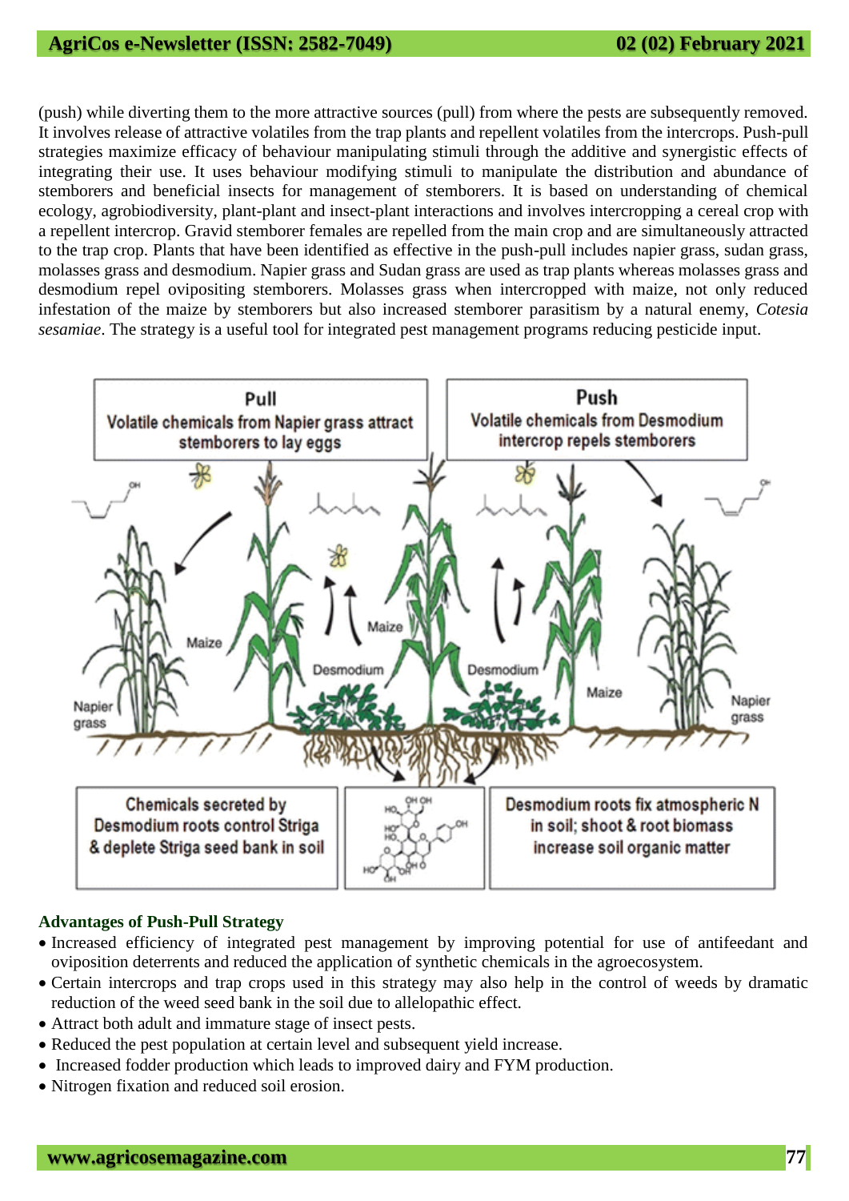(push) while diverting them to the more attractive sources (pull) from where the pests are subsequently removed. It involves release of attractive volatiles from the trap plants and repellent volatiles from the intercrops. Push-pull strategies maximize efficacy of behaviour manipulating stimuli through the additive and synergistic effects of integrating their use. It uses behaviour modifying stimuli to manipulate the distribution and abundance of stemborers and beneficial insects for management of stemborers. It is based on understanding of chemical ecology, agrobiodiversity, plant-plant and insect-plant interactions and involves intercropping a cereal crop with a repellent intercrop. Gravid stemborer females are repelled from the main crop and are simultaneously attracted to the trap crop. Plants that have been identified as effective in the push-pull includes napier grass, sudan grass, molasses grass and desmodium. Napier grass and Sudan grass are used as trap plants whereas molasses grass and desmodium repel ovipositing stemborers. Molasses grass when intercropped with maize, not only reduced infestation of the maize by stemborers but also increased stemborer parasitism by a natural enemy, *Cotesia sesamiae*. The strategy is a useful tool for integrated pest management programs reducing pesticide input.

### Advantages of Push-Pull Strategy

- Increased efficiency of integrated pest management by improving potential for use of antifeedant and oviposition deterrents and reduced the application of synthetic chemicals in the agroecosystem.
- Certain intercrops and trap crops used in this strategy may also help in the control of weeds by dramatic reduction of the weed seed bank in the soil due to allelopathic effect.
- Attract both adult and immature stage of insect pests.
- Reduced the pest population at certain level and subsequent yield increase.
- Increased fodder production which leads to improved dairy and FYM production.
- Nitrogen fixation and reduced soil erosion.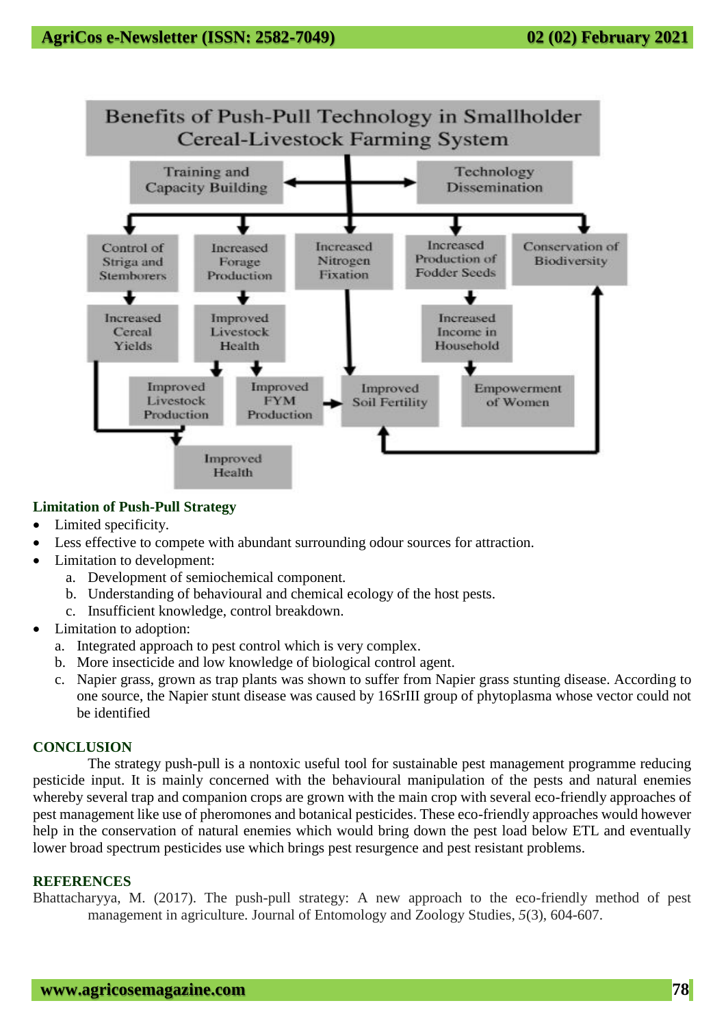Benefits of Push-Pull Technology in Smallholder Cereal-Livestock Farming System

Training and Capacity Building

Technology Dissemination

Control of Striga and Stemborers

Increased Forage Production

Increased Nitrogen Fixation

Increased Production of Fodder Seeds

Conservation of Biodiversity

Increased Cereal Yields

Improved Livestock Health

Increased Income in Household

Improved Livestock Production

Improved FYM Production

Improved Soil Fertility

Empowerment of Women

Improved Health

### Limitation of Push-Pull Strategy

- Limited specificity.
- Less effective to compete with abundant surrounding odour sources for attraction.
- Limitation to development:
  a. Development of semiochemical component.
  b. Understanding of behavioural and chemical ecology of the host pests.
  c. Insufficient knowledge, control breakdown.
- Limitation to adoption:
  a. Integrated approach to pest control which is very complex.
  b. More insecticide and low knowledge of biological control agent.
  c. Napier grass, grown as trap plants was shown to suffer from Napier grass stunting disease. According to one source, the Napier stunt disease was caused by 16SrIII group of phytoplasma whose vector could not be identified

### CONCLUSION

The strategy push-pull is a nontoxic useful tool for sustainable pest management programme reducing pesticide input. It is mainly concerned with the behavioural manipulation of the pests and natural enemies whereby several trap and companion crops are grown with the main crop with several eco-friendly approaches of pest management like use of pheromones and botanical pesticides. These eco-friendly approaches would however help in the conservation of natural enemies which would bring down the pest load below ETL and eventually lower broad spectrum pesticides use which brings pest resurgence and pest resistant problems.

### REFERENCES

Bhattacharyya, M. (2017). The push-pull strategy: A new approach to the eco-friendly method of pest management in agriculture. Journal of Entomology and Zoology Studies, *5*(3), 604-607.